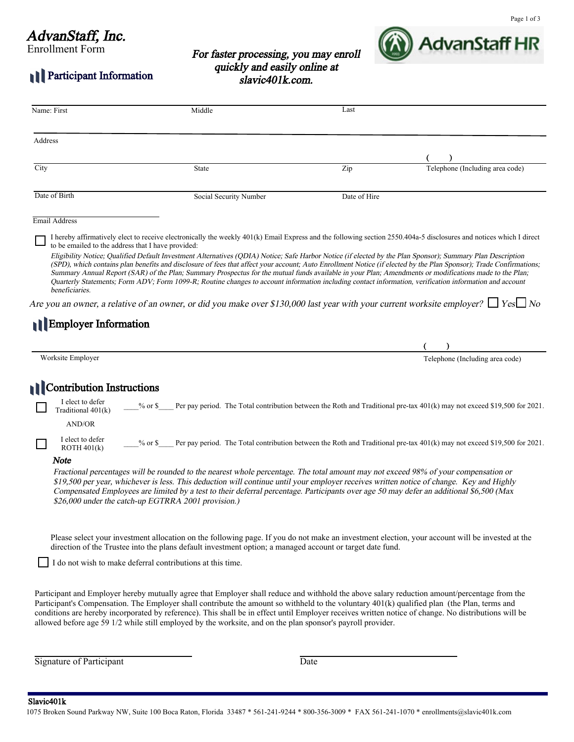# AdvanStaff, Inc.

Enrollment Form

*For faster processing, you may enroll quickly and easily online at slavic401k.com.*

AdvanStaff HR

## Participant Information

Name: First | Middle | Last

Address

City | State | Zip | ( ) Telephone (Including area code)

Date of Birth | Social Security Number | Date of Hire

Email Address

☐ I hereby affirmatively elect to receive electronically the weekly 401(k) Email Express and the following section 2550.404a-5 disclosures and notices which I direct to be emailed to the address that I have provided:

*Eligibility Notice; Qualified Default Investment Alternatives (QDIA) Notice; Safe Harbor Notice (if elected by the Plan Sponsor); Summary Plan Description (SPD), which contains plan benefits and disclosure of fees that affect your account; Auto Enrollment Notice (if elected by the Plan Sponsor); Trade Confirmations; Summary Annual Report (SAR) of the Plan; Summary Prospectus for the mutual funds available in your Plan; Amendments or modifications made to the Plan; Quarterly Statements; Form ADV; Form 1099-R; Routine changes to account information including contact information, verification information and account beneficiaries.*

*Are you an owner, a relative of an owner, or did you make over $130,000 last year with your current worksite employer?* ☐ *Yes* ☐ *No*

## Employer Information

Worksite Employer | ( ) Telephone (Including area code)

## Contribution Instructions

☐ I elect to defer Traditional 401(k) ____% or $____ Per pay period. The Total contribution between the Roth and Traditional pre-tax 401(k) may not exceed $19,500 for 2021.

AND/OR

☐ I elect to defer ROTH 401(k) ____% or $____ Per pay period. The Total contribution between the Roth and Traditional pre-tax 401(k) may not exceed $19,500 for 2021.

***Note***

*Fractional percentages will be rounded to the nearest whole percentage. The total amount may not exceed 98% of your compensation or $19,500 per year, whichever is less. This deduction will continue until your employer receives written notice of change. Key and Highly Compensated Employees are limited by a test to their deferral percentage. Participants over age 50 may defer an additional $6,500 (Max $26,000 under the catch-up EGTRRA 2001 provision.)*

Please select your investment allocation on the following page. If you do not make an investment election, your account will be invested at the direction of the Trustee into the plans default investment option; a managed account or target date fund.

☐ I do not wish to make deferral contributions at this time.

Participant and Employer hereby mutually agree that Employer shall reduce and withhold the above salary reduction amount/percentage from the Participant's Compensation. The Employer shall contribute the amount so withheld to the voluntary 401(k) qualified plan (the Plan, terms and conditions are hereby incorporated by reference). This shall be in effect until Employer receives written notice of change. No distributions will be allowed before age 59 1/2 while still employed by the worksite, and on the plan sponsor's payroll provider.

Signature of Participant ______________________ Date ______________________

**Slavic401k**

1075 Broken Sound Parkway NW, Suite 100 Boca Raton, Florida 33487 * 561-241-9244 * 800-356-3009 * FAX 561-241-1070 * enrollments@slavic401k.com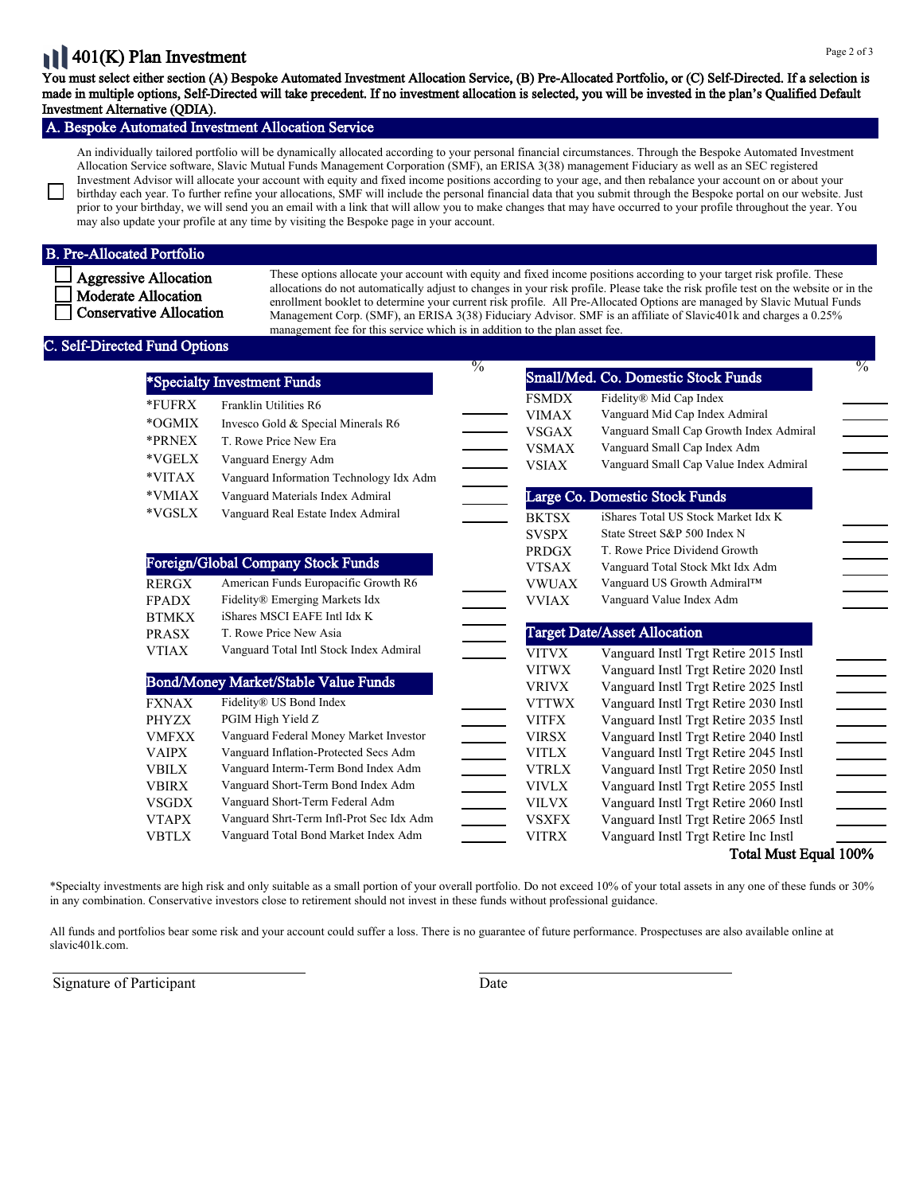# 401(K) Plan Investment

**You must select either section (A) Bespoke Automated Investment Allocation Service, (B) Pre-Allocated Portfolio, or (C) Self-Directed. If a selection is made in multiple options, Self-Directed will take precedent. If no investment allocation is selected, you will be invested in the plan's Qualified Default Investment Alternative (QDIA).**

## A. Bespoke Automated Investment Allocation Service

☐ An individually tailored portfolio will be dynamically allocated according to your personal financial circumstances. Through the Bespoke Automated Investment Allocation Service software, Slavic Mutual Funds Management Corporation (SMF), an ERISA 3(38) management Fiduciary as well as an SEC registered Investment Advisor will allocate your account with equity and fixed income positions according to your age, and then rebalance your account on or about your birthday each year. To further refine your allocations, SMF will include the personal financial data that you submit through the Bespoke portal on our website. Just prior to your birthday, we will send you an email with a link that will allow you to make changes that may have occurred to your profile throughout the year. You may also update your profile at any time by visiting the Bespoke page in your account.

## B. Pre-Allocated Portfolio

- ☐ Aggressive Allocation
- ☐ Moderate Allocation
- ☐ Conservative Allocation

These options allocate your account with equity and fixed income positions according to your target risk profile. These allocations do not automatically adjust to changes in your risk profile. Please take the risk profile test on the website or in the enrollment booklet to determine your current risk profile. All Pre-Allocated Options are managed by Slavic Mutual Funds Management Corp. (SMF), an ERISA 3(38) Fiduciary Advisor. SMF is an affiliate of Slavic401k and charges a 0.25% management fee for this service which is in addition to the plan asset fee.

## C. Self-Directed Fund Options

| *Specialty Investment Funds | | % |
|---|---|---|
| *FUFRX | Franklin Utilities R6 | ______ |
| *OGMIX | Invesco Gold & Special Minerals R6 | ______ |
| *PRNEX | T. Rowe Price New Era | ______ |
| *VGELX | Vanguard Energy Adm | ______ |
| *VITAX | Vanguard Information Technology Idx Adm | ______ |
| *VMIAX | Vanguard Materials Index Admiral | ______ |
| *VGSLX | Vanguard Real Estate Index Admiral | ______ |

| Foreign/Global Company Stock Funds | | % |
|---|---|---|
| RERGX | American Funds Europacific Growth R6 | ______ |
| FPADX | Fidelity® Emerging Markets Idx | ______ |
| BTMKX | iShares MSCI EAFE Intl Idx K | ______ |
| PRASX | T. Rowe Price New Asia | ______ |
| VTIAX | Vanguard Total Intl Stock Index Admiral | ______ |

| Bond/Money Market/Stable Value Funds | | % |
|---|---|---|
| FXNAX | Fidelity® US Bond Index | ______ |
| PHYZX | PGIM High Yield Z | ______ |
| VMFXX | Vanguard Federal Money Market Investor | ______ |
| VAIPX | Vanguard Inflation-Protected Secs Adm | ______ |
| VBILX | Vanguard Interm-Term Bond Index Adm | ______ |
| VBIRX | Vanguard Short-Term Bond Index Adm | ______ |
| VSGDX | Vanguard Short-Term Federal Adm | ______ |
| VTAPX | Vanguard Shrt-Term Infl-Prot Sec Idx Adm | ______ |
| VBTLX | Vanguard Total Bond Market Index Adm | ______ |

| Small/Med. Co. Domestic Stock Funds | | % |
|---|---|---|
| FSMDX | Fidelity® Mid Cap Index | ______ |
| VIMAX | Vanguard Mid Cap Index Admiral | ______ |
| VSGAX | Vanguard Small Cap Growth Index Admiral | ______ |
| VSMAX | Vanguard Small Cap Index Adm | ______ |
| VSIAX | Vanguard Small Cap Value Index Admiral | ______ |

| Large Co. Domestic Stock Funds | | % |
|---|---|---|
| BKTSX | iShares Total US Stock Market Idx K | ______ |
| SVSPX | State Street S&P 500 Index N | ______ |
| PRDGX | T. Rowe Price Dividend Growth | ______ |
| VTSAX | Vanguard Total Stock Mkt Idx Adm | ______ |
| VWUAX | Vanguard US Growth Admiral™ | ______ |
| VVIAX | Vanguard Value Index Adm | ______ |

| Target Date/Asset Allocation | | % |
|---|---|---|
| VITVX | Vanguard Instl Trgt Retire 2015 Instl | ______ |
| VITWX | Vanguard Instl Trgt Retire 2020 Instl | ______ |
| VRIVX | Vanguard Instl Trgt Retire 2025 Instl | ______ |
| VTTWX | Vanguard Instl Trgt Retire 2030 Instl | ______ |
| VITFX | Vanguard Instl Trgt Retire 2035 Instl | ______ |
| VIRSX | Vanguard Instl Trgt Retire 2040 Instl | ______ |
| VITLX | Vanguard Instl Trgt Retire 2045 Instl | ______ |
| VTRLX | Vanguard Instl Trgt Retire 2050 Instl | ______ |
| VIVLX | Vanguard Instl Trgt Retire 2055 Instl | ______ |
| VILVX | Vanguard Instl Trgt Retire 2060 Instl | ______ |
| VSXFX | Vanguard Instl Trgt Retire 2065 Instl | ______ |
| VITRX | Vanguard Instl Trgt Retire Inc Instl | ______ |

**Total Must Equal 100%**

*Specialty investments are high risk and only suitable as a small portion of your overall portfolio. Do not exceed 10% of your total assets in any one of these funds or 30% in any combination. Conservative investors close to retirement should not invest in these funds without professional guidance.

All funds and portfolios bear some risk and your account could suffer a loss. There is no guarantee of future performance. Prospectuses are also available online at slavic401k.com.

______________________________ Signature of Participant

______________________________ Date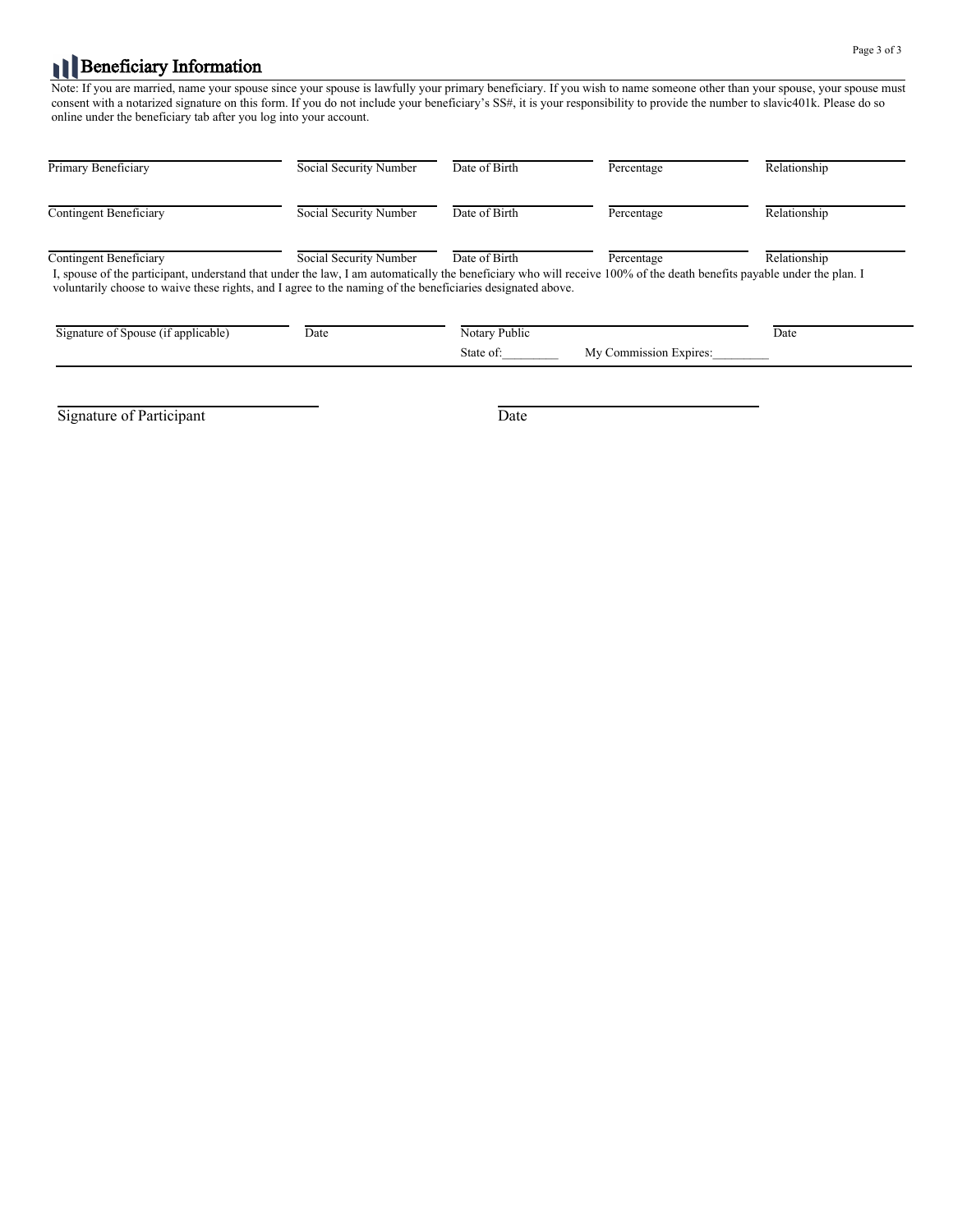## Beneficiary Information

Note: If you are married, name your spouse since your spouse is lawfully your primary beneficiary. If you wish to name someone other than your spouse, your spouse must consent with a notarized signature on this form. If you do not include your beneficiary's SS#, it is your responsibility to provide the number to slavic401k. Please do so online under the beneficiary tab after you log into your account.

| | | | | |
|---|---|---|---|---|
| Primary Beneficiary | Social Security Number | Date of Birth | Percentage | Relationship |
| Contingent Beneficiary | Social Security Number | Date of Birth | Percentage | Relationship |
| Contingent Beneficiary | Social Security Number | Date of Birth | Percentage | Relationship |

I, spouse of the participant, understand that under the law, I am automatically the beneficiary who will receive 100% of the death benefits payable under the plan. I voluntarily choose to waive these rights, and I agree to the naming of the beneficiaries designated above.

| | | | |
|---|---|---|---|
| Signature of Spouse (if applicable) | Date | Notary Public<br>State of:\_\_\_\_\_\_\_\_\_ My Commission Expires:\_\_\_\_\_\_\_\_\_ | Date |

Signature of Participant

Date